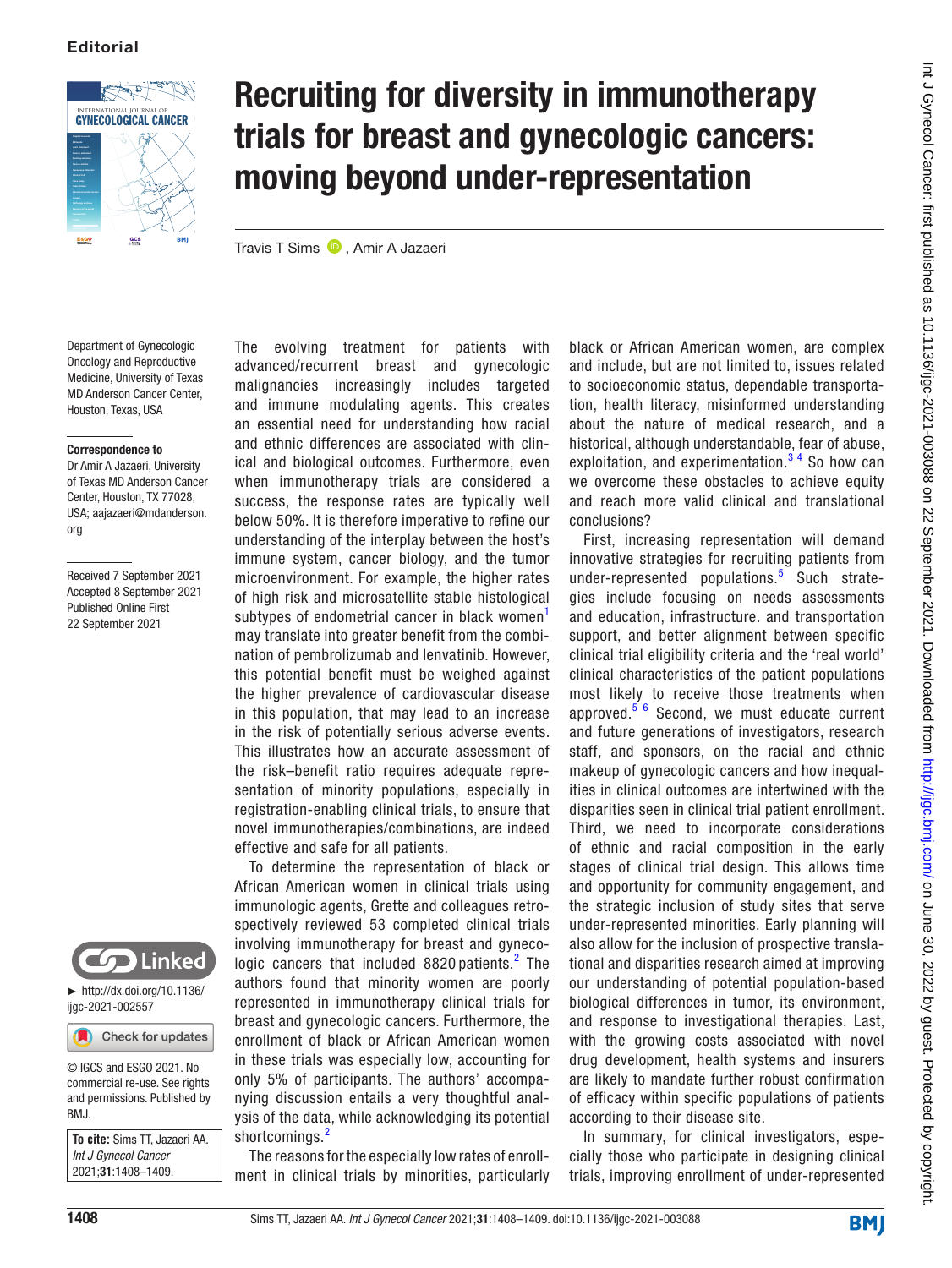Editorial

# Recruiting for diversity in immunotherapy trials for breast and gynecologic cancers: moving beyond under-representation

Travis T Sims, Amir A Jazaeri

Department of Gynecologic Oncology and Reproductive Medicine, University of Texas MD Anderson Cancer Center, Houston, Texas, USA

**Correspondence to**
Dr Amir A Jazaeri, University of Texas MD Anderson Cancer Center, Houston, TX 77028, USA; aajazaeri@mdanderson.org

Received 7 September 2021
Accepted 8 September 2021
Published Online First 22 September 2021

► http://dx.doi.org/10.1136/ijgc-2021-002557

© IGCS and ESGO 2021. No commercial re-use. See rights and permissions. Published by BMJ.

**To cite:** Sims TT, Jazaeri AA. *Int J Gynecol Cancer* 2021;**31**:1408–1409.

The evolving treatment for patients with advanced/recurrent breast and gynecologic malignancies increasingly includes targeted and immune modulating agents. This creates an essential need for understanding how racial and ethnic differences are associated with clinical and biological outcomes. Furthermore, even when immunotherapy trials are considered a success, the response rates are typically well below 50%. It is therefore imperative to refine our understanding of the interplay between the host's immune system, cancer biology, and the tumor microenvironment. For example, the higher rates of high risk and microsatellite stable histological subtypes of endometrial cancer in black women[1] may translate into greater benefit from the combination of pembrolizumab and lenvatinib. However, this potential benefit must be weighed against the higher prevalence of cardiovascular disease in this population, that may lead to an increase in the risk of potentially serious adverse events. This illustrates how an accurate assessment of the risk–benefit ratio requires adequate representation of minority populations, especially in registration-enabling clinical trials, to ensure that novel immunotherapies/combinations, are indeed effective and safe for all patients.

To determine the representation of black or African American women in clinical trials using immunologic agents, Grette and colleagues retrospectively reviewed 53 completed clinical trials involving immunotherapy for breast and gynecologic cancers that included 8820 patients.[2] The authors found that minority women are poorly represented in immunotherapy clinical trials for breast and gynecologic cancers. Furthermore, the enrollment of black or African American women in these trials was especially low, accounting for only 5% of participants. The authors' accompanying discussion entails a very thoughtful analysis of the data, while acknowledging its potential shortcomings.[2]

The reasons for the especially low rates of enrollment in clinical trials by minorities, particularly black or African American women, are complex and include, but are not limited to, issues related to socioeconomic status, dependable transportation, health literacy, misinformed understanding about the nature of medical research, and a historical, although understandable, fear of abuse, exploitation, and experimentation.[3 4] So how can we overcome these obstacles to achieve equity and reach more valid clinical and translational conclusions?

First, increasing representation will demand innovative strategies for recruiting patients from under-represented populations.[5] Such strategies include focusing on needs assessments and education, infrastructure. and transportation support, and better alignment between specific clinical trial eligibility criteria and the 'real world' clinical characteristics of the patient populations most likely to receive those treatments when approved.[5 6] Second, we must educate current and future generations of investigators, research staff, and sponsors, on the racial and ethnic makeup of gynecologic cancers and how inequalities in clinical outcomes are intertwined with the disparities seen in clinical trial patient enrollment. Third, we need to incorporate considerations of ethnic and racial composition in the early stages of clinical trial design. This allows time and opportunity for community engagement, and the strategic inclusion of study sites that serve under-represented minorities. Early planning will also allow for the inclusion of prospective translational and disparities research aimed at improving our understanding of potential population-based biological differences in tumor, its environment, and response to investigational therapies. Last, with the growing costs associated with novel drug development, health systems and insurers are likely to mandate further robust confirmation of efficacy within specific populations of patients according to their disease site.

In summary, for clinical investigators, especially those who participate in designing clinical trials, improving enrollment of under-represented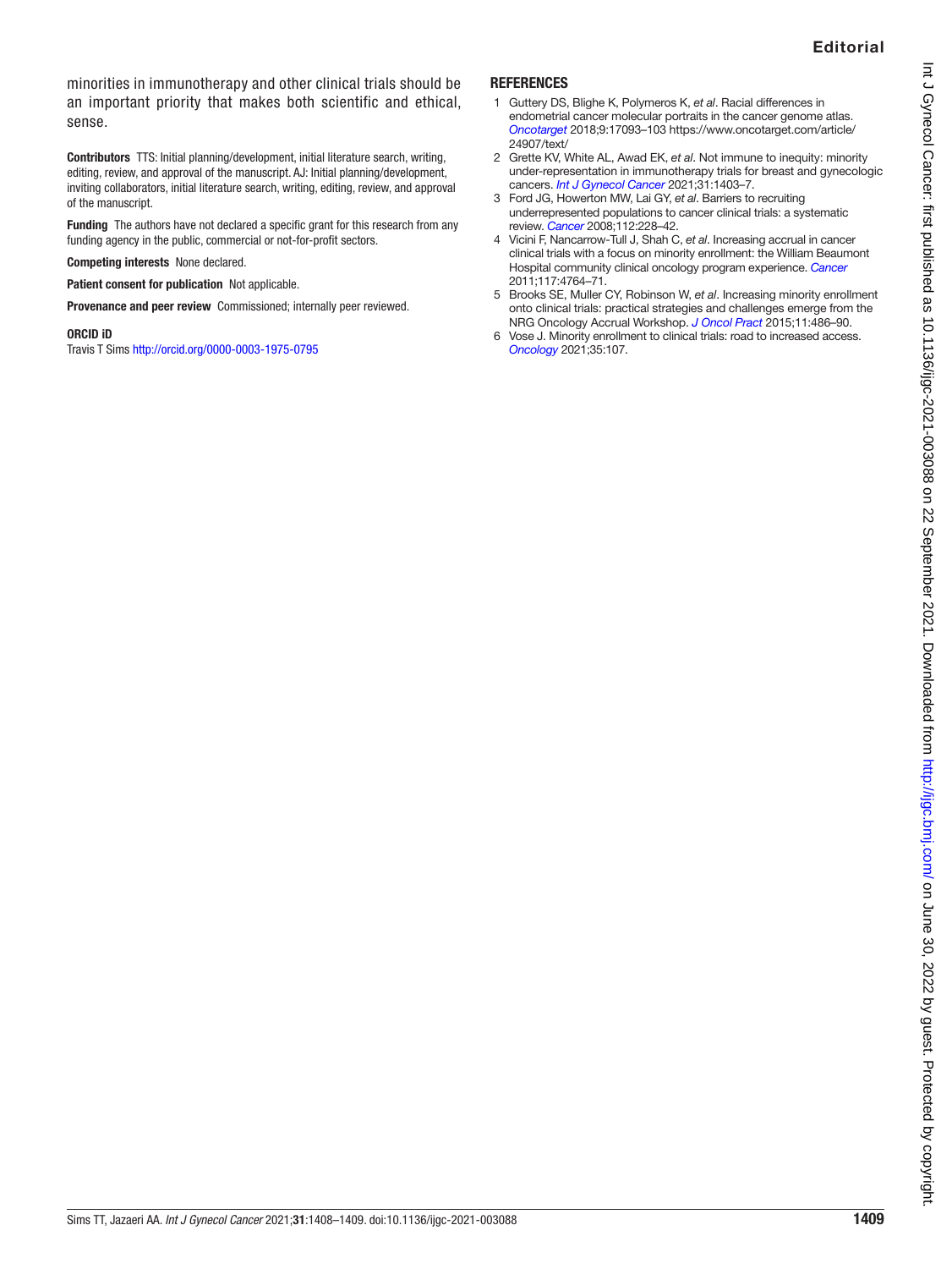minorities in immunotherapy and other clinical trials should be an important priority that makes both scientific and ethical, sense.

**Contributors** TTS: Initial planning/development, initial literature search, writing, editing, review, and approval of the manuscript. AJ: Initial planning/development, inviting collaborators, initial literature search, writing, editing, review, and approval of the manuscript.

**Funding** The authors have not declared a specific grant for this research from any funding agency in the public, commercial or not-for-profit sectors.

**Competing interests** None declared.

**Patient consent for publication** Not applicable.

**Provenance and peer review** Commissioned; internally peer reviewed.

**ORCID iD**

Travis T Sims http://orcid.org/0000-0003-1975-0795

## REFERENCES

1. Guttery DS, Blighe K, Polymeros K, *et al*. Racial differences in endometrial cancer molecular portraits in the cancer genome atlas. *Oncotarget* 2018;9:17093–103 https://www.oncotarget.com/article/24907/text/
2. Grette KV, White AL, Awad EK, *et al*. Not immune to inequity: minority under-representation in immunotherapy trials for breast and gynecologic cancers. *Int J Gynecol Cancer* 2021;31:1403–7.
3. Ford JG, Howerton MW, Lai GY, *et al*. Barriers to recruiting underrepresented populations to cancer clinical trials: a systematic review. *Cancer* 2008;112:228–42.
4. Vicini F, Nancarrow-Tull J, Shah C, *et al*. Increasing accrual in cancer clinical trials with a focus on minority enrollment: the William Beaumont Hospital community clinical oncology program experience. *Cancer* 2011;117:4764–71.
5. Brooks SE, Muller CY, Robinson W, *et al*. Increasing minority enrollment onto clinical trials: practical strategies and challenges emerge from the NRG Oncology Accrual Workshop. *J Oncol Pract* 2015;11:486–90.
6. Vose J. Minority enrollment to clinical trials: road to increased access. *Oncology* 2021;35:107.